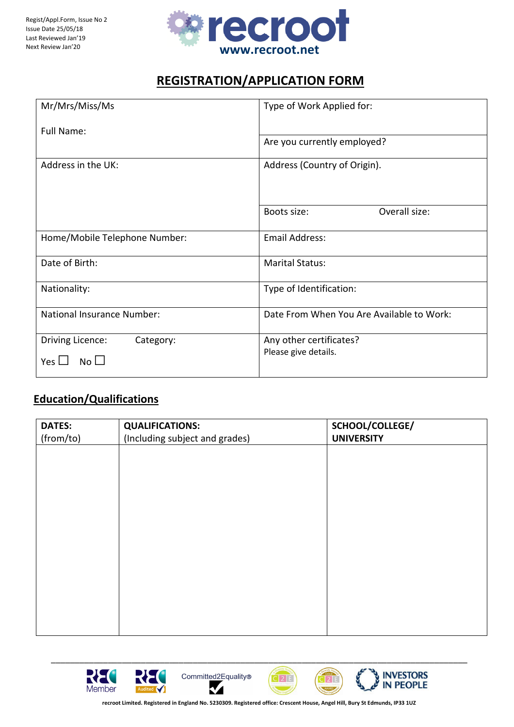Regist/Appl.Form, Issue No 2
Issue Date 25/05/18
Last Reviewed Jan'19
Next Review Jan'20

recroot
www.recroot.net

# REGISTRATION/APPLICATION FORM

| | |
|---|---|
| Mr/Mrs/Miss/Ms<br><br>Full Name: | Type of Work Applied for:<br><br>Are you currently employed? |
| Address in the UK: | Address (Country of Origin).<br><br>Boots size: Overall size: |
| Home/Mobile Telephone Number: | Email Address: |
| Date of Birth: | Marital Status: |
| Nationality: | Type of Identification: |
| National Insurance Number: | Date From When You Are Available to Work: |
| Driving Licence: Category:<br><br>Yes ☐ No ☐ | Any other certificates?<br>Please give details. |

## Education/Qualifications

| **DATES:** (from/to) | **QUALIFICATIONS:** (Including subject and grades) | **SCHOOL/COLLEGE/ UNIVERSITY** |
|---|---|---|
| | | |

recroot Limited. Registered in England No. 5230309. Registered office: Crescent House, Angel Hill, Bury St Edmunds, IP33 1UZ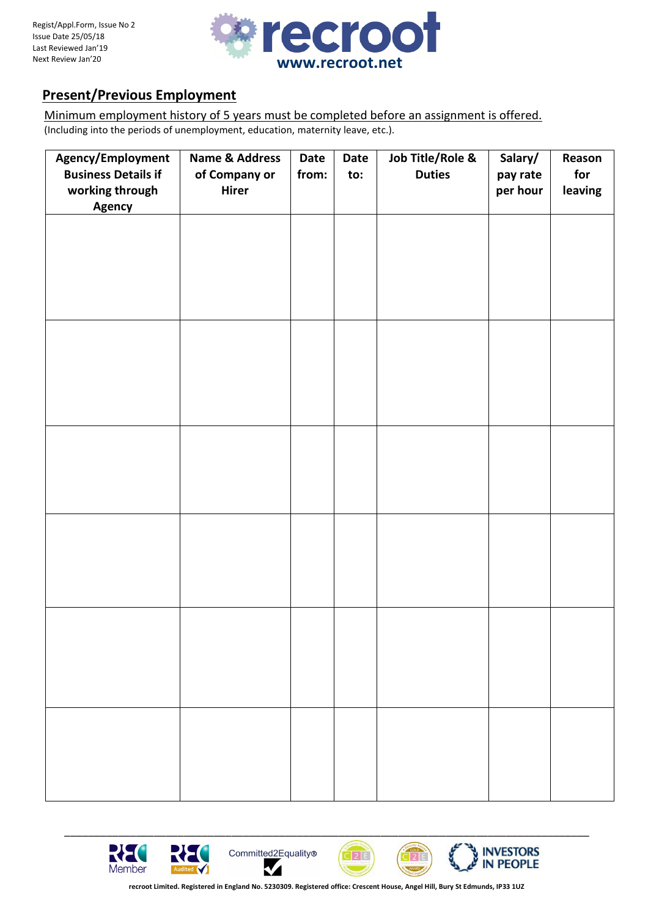## Present/Previous Employment

Minimum employment history of 5 years must be completed before an assignment is offered.

(Including into the periods of unemployment, education, maternity leave, etc.).

| Agency/Employment Business Details if working through Agency | Name & Address of Company or Hirer | Date from: | Date to: | Job Title/Role & Duties | Salary/ pay rate per hour | Reason for leaving |
|---|---|---|---|---|---|---|
| | | | | | | |
| | | | | | | |
| | | | | | | |
| | | | | | | |
| | | | | | | |
| | | | | | | |

recroot Limited. Registered in England No. 5230309. Registered office: Crescent House, Angel Hill, Bury St Edmunds, IP33 1UZ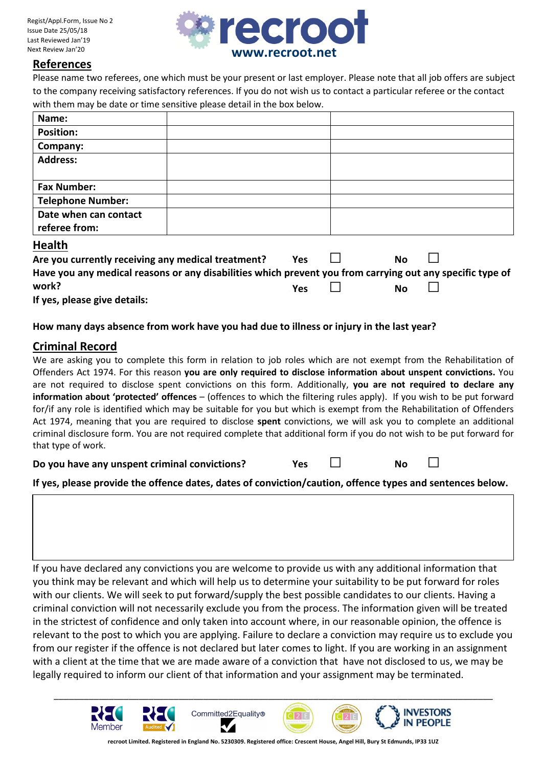## References

Please name two referees, one which must be your present or last employer. Please note that all job offers are subject to the company receiving satisfactory references. If you do not wish us to contact a particular referee or the contact with them may be date or time sensitive please detail in the box below.

| **Name:** | | |
|---|---|---|
| **Position:** | | |
| **Company:** | | |
| **Address:** | | |
| **Fax Number:** | | |
| **Telephone Number:** | | |
| **Date when can contact referee from:** | | |

## Health

**Are you currently receiving any medical treatment?** **Yes** ☐ **No** ☐

**Have you any medical reasons or any disabilities which prevent you from carrying out any specific type of work?** **Yes** ☐ **No** ☐

**If yes, please give details:**

**How many days absence from work have you had due to illness or injury in the last year?**

## Criminal Record

We are asking you to complete this form in relation to job roles which are not exempt from the Rehabilitation of Offenders Act 1974. For this reason **you are only required to disclose information about unspent convictions.** You are not required to disclose spent convictions on this form. Additionally, **you are not required to declare any information about 'protected' offences** – (offences to which the filtering rules apply). If you wish to be put forward for/if any role is identified which may be suitable for you but which is exempt from the Rehabilitation of Offenders Act 1974, meaning that you are required to disclose **spent** convictions, we will ask you to complete an additional criminal disclosure form. You are not required complete that additional form if you do not wish to be put forward for that type of work.

**Do you have any unspent criminal convictions?** **Yes** ☐ **No** ☐

**If yes, please provide the offence dates, dates of conviction/caution, offence types and sentences below.**

| |
|---|
| |

If you have declared any convictions you are welcome to provide us with any additional information that you think may be relevant and which will help us to determine your suitability to be put forward for roles with our clients. We will seek to put forward/supply the best possible candidates to our clients. Having a criminal conviction will not necessarily exclude you from the process. The information given will be treated in the strictest of confidence and only taken into account where, in our reasonable opinion, the offence is relevant to the post to which you are applying. Failure to declare a conviction may require us to exclude you from our register if the offence is not declared but later comes to light. If you are working in an assignment with a client at the time that we are made aware of a conviction that have not disclosed to us, we may be legally required to inform our client of that information and your assignment may be terminated.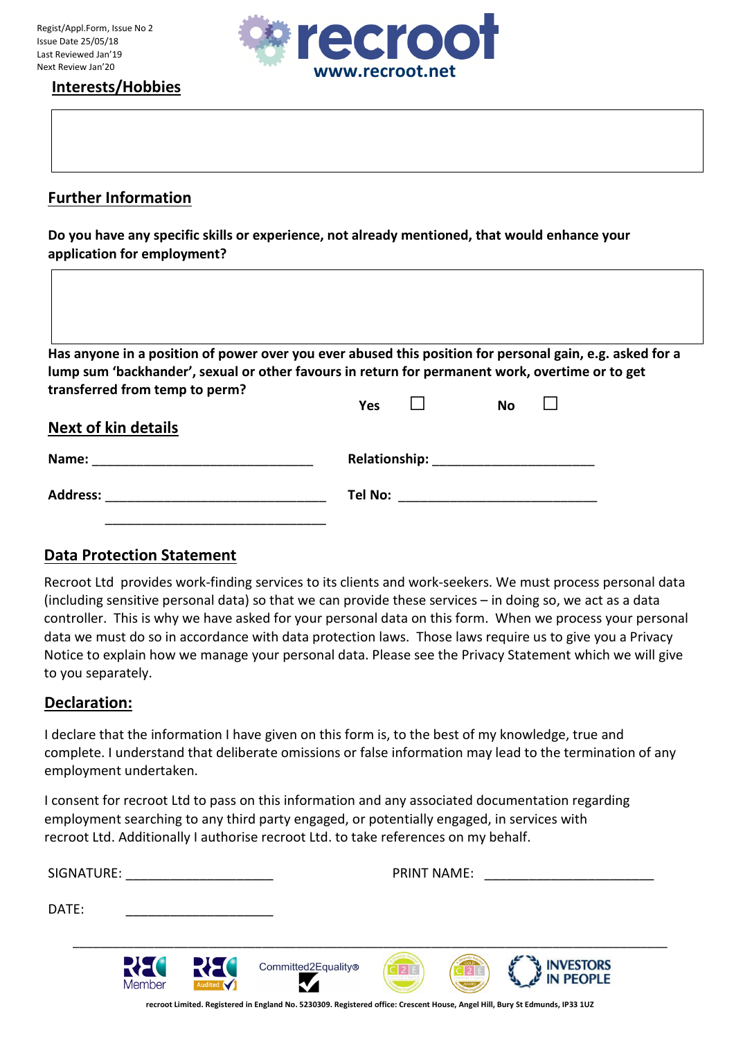Regist/Appl.Form, Issue No 2
Issue Date 25/05/18
Last Reviewed Jan'19
Next Review Jan'20

recroot
www.recroot.net

## Interests/Hobbies

## Further Information

**Do you have any specific skills or experience, not already mentioned, that would enhance your application for employment?**

**Has anyone in a position of power over you ever abused this position for personal gain, e.g. asked for a lump sum 'backhander', sexual or other favours in return for permanent work, overtime or to get transferred from temp to perm?**

**Yes** ☐ **No** ☐

## Next of kin details

**Name:** ______________________________ **Relationship:** ______________________

**Address:** ______________________________ **Tel No:** ___________________________

______________________________

## Data Protection Statement

Recroot Ltd provides work-finding services to its clients and work-seekers. We must process personal data (including sensitive personal data) so that we can provide these services – in doing so, we act as a data controller. This is why we have asked for your personal data on this form. When we process your personal data we must do so in accordance with data protection laws. Those laws require us to give you a Privacy Notice to explain how we manage your personal data. Please see the Privacy Statement which we will give to you separately.

## Declaration:

I declare that the information I have given on this form is, to the best of my knowledge, true and complete. I understand that deliberate omissions or false information may lead to the termination of any employment undertaken.

I consent for recroot Ltd to pass on this information and any associated documentation regarding employment searching to any third party engaged, or potentially engaged, in services with recroot Ltd. Additionally I authorise recroot Ltd. to take references on my behalf.

SIGNATURE: ____________________ PRINT NAME: ______________________

DATE: ____________________

REC Member | REC Audited | Committed2Equality® | INVESTORS IN PEOPLE

recroot Limited. Registered in England No. 5230309. Registered office: Crescent House, Angel Hill, Bury St Edmunds, IP33 1UZ